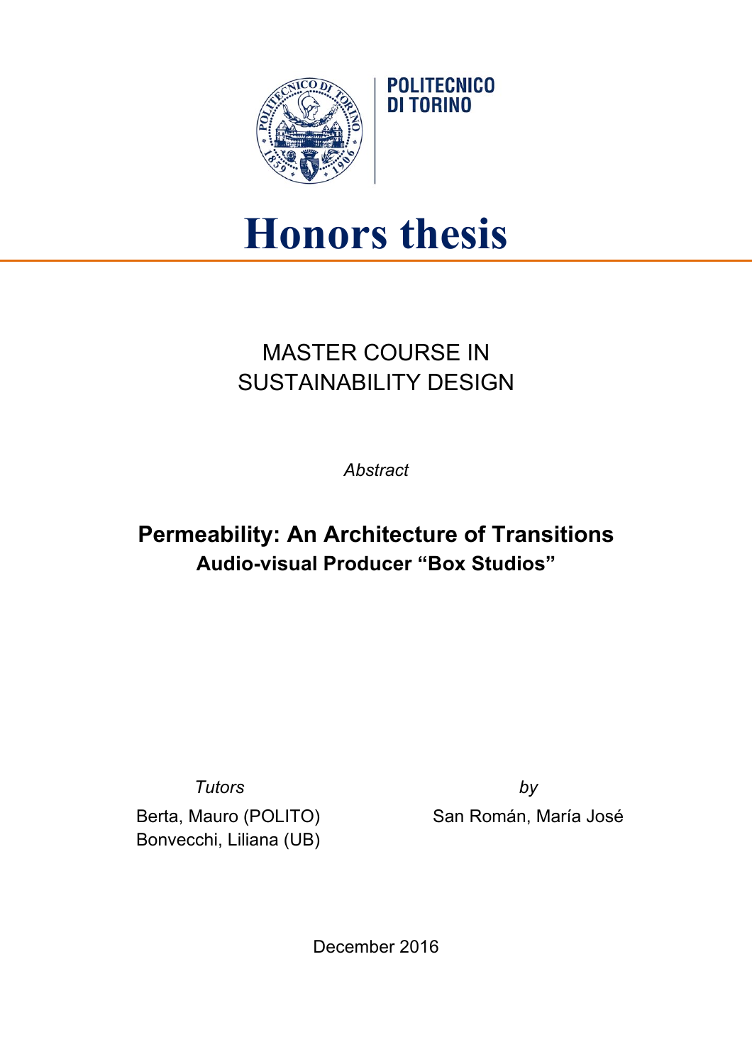POLITECNICO
DI TORINO

# Honors thesis

MASTER COURSE IN
SUSTAINABILITY DESIGN

*Abstract*

## Permeability: An Architecture of Transitions
### Audio-visual Producer "Box Studios"

*Tutors*

Berta, Mauro (POLITO)
Bonvecchi, Liliana (UB)

*by*

San Román, María José

December 2016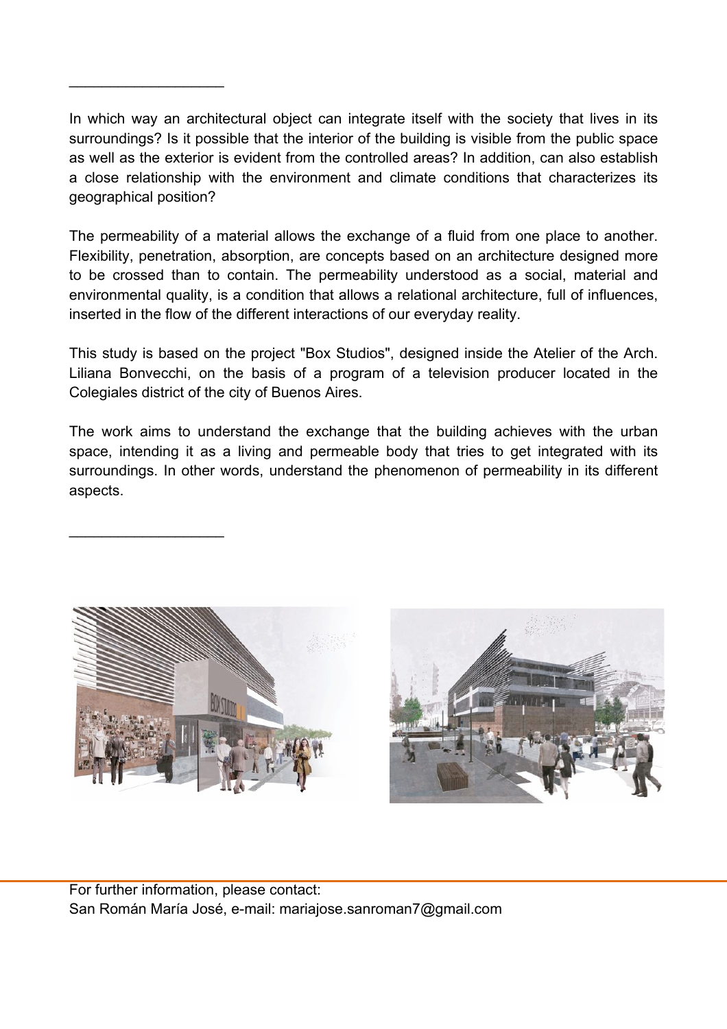---

In which way an architectural object can integrate itself with the society that lives in its surroundings? Is it possible that the interior of the building is visible from the public space as well as the exterior is evident from the controlled areas? In addition, can also establish a close relationship with the environment and climate conditions that characterizes its geographical position?

The permeability of a material allows the exchange of a fluid from one place to another. Flexibility, penetration, absorption, are concepts based on an architecture designed more to be crossed than to contain. The permeability understood as a social, material and environmental quality, is a condition that allows a relational architecture, full of influences, inserted in the flow of the different interactions of our everyday reality.

This study is based on the project "Box Studios", designed inside the Atelier of the Arch. Liliana Bonvecchi, on the basis of a program of a television producer located in the Colegiales district of the city of Buenos Aires.

The work aims to understand the exchange that the building achieves with the urban space, intending it as a living and permeable body that tries to get integrated with its surroundings. In other words, understand the phenomenon of permeability in its different aspects.

---

For further information, please contact:
San Román María José, e-mail: mariajose.sanroman7@gmail.com